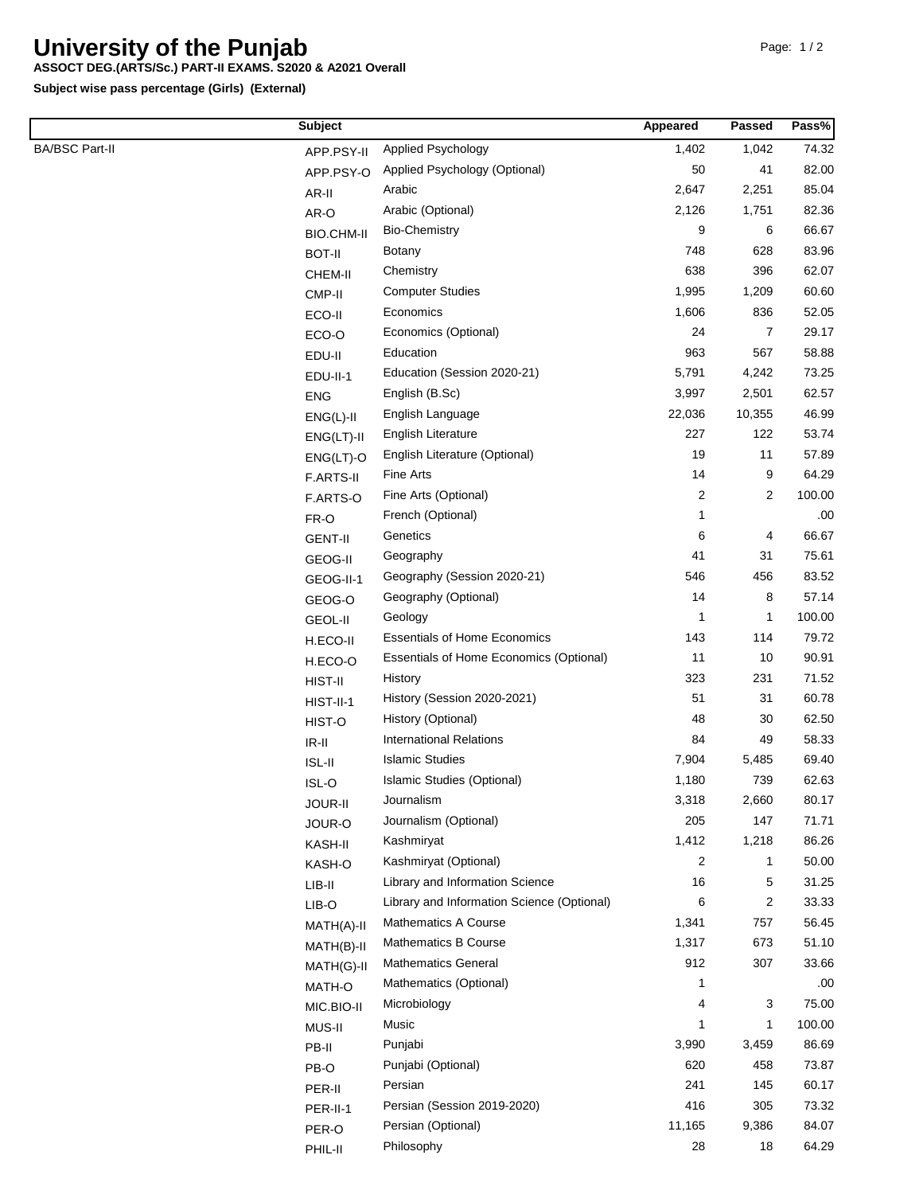# University of the Punjab

**ASSOCT DEG.(ARTS/Sc.) PART-II EXAMS. S2020 & A2021 Overall**

**Subject wise pass percentage (Girls) (External)**

| | Subject | | Appeared | Passed | Pass% |
|---|---|---|---|---|---|
| BA/BSC Part-II | APP.PSY-II | Applied Psychology | 1,402 | 1,042 | 74.32 |
| | APP.PSY-O | Applied Psychology (Optional) | 50 | 41 | 82.00 |
| | AR-II | Arabic | 2,647 | 2,251 | 85.04 |
| | AR-O | Arabic (Optional) | 2,126 | 1,751 | 82.36 |
| | BIO.CHM-II | Bio-Chemistry | 9 | 6 | 66.67 |
| | BOT-II | Botany | 748 | 628 | 83.96 |
| | CHEM-II | Chemistry | 638 | 396 | 62.07 |
| | CMP-II | Computer Studies | 1,995 | 1,209 | 60.60 |
| | ECO-II | Economics | 1,606 | 836 | 52.05 |
| | ECO-O | Economics (Optional) | 24 | 7 | 29.17 |
| | EDU-II | Education | 963 | 567 | 58.88 |
| | EDU-II-1 | Education (Session 2020-21) | 5,791 | 4,242 | 73.25 |
| | ENG | English (B.Sc) | 3,997 | 2,501 | 62.57 |
| | ENG(L)-II | English Language | 22,036 | 10,355 | 46.99 |
| | ENG(LT)-II | English Literature | 227 | 122 | 53.74 |
| | ENG(LT)-O | English Literature (Optional) | 19 | 11 | 57.89 |
| | F.ARTS-II | Fine Arts | 14 | 9 | 64.29 |
| | F.ARTS-O | Fine Arts (Optional) | 2 | 2 | 100.00 |
| | FR-O | French (Optional) | 1 | | .00 |
| | GENT-II | Genetics | 6 | 4 | 66.67 |
| | GEOG-II | Geography | 41 | 31 | 75.61 |
| | GEOG-II-1 | Geography (Session 2020-21) | 546 | 456 | 83.52 |
| | GEOG-O | Geography (Optional) | 14 | 8 | 57.14 |
| | GEOL-II | Geology | 1 | 1 | 100.00 |
| | H.ECO-II | Essentials of Home Economics | 143 | 114 | 79.72 |
| | H.ECO-O | Essentials of Home Economics (Optional) | 11 | 10 | 90.91 |
| | HIST-II | History | 323 | 231 | 71.52 |
| | HIST-II-1 | History (Session 2020-2021) | 51 | 31 | 60.78 |
| | HIST-O | History (Optional) | 48 | 30 | 62.50 |
| | IR-II | International Relations | 84 | 49 | 58.33 |
| | ISL-II | Islamic Studies | 7,904 | 5,485 | 69.40 |
| | ISL-O | Islamic Studies (Optional) | 1,180 | 739 | 62.63 |
| | JOUR-II | Journalism | 3,318 | 2,660 | 80.17 |
| | JOUR-O | Journalism (Optional) | 205 | 147 | 71.71 |
| | KASH-II | Kashmiryat | 1,412 | 1,218 | 86.26 |
| | KASH-O | Kashmiryat (Optional) | 2 | 1 | 50.00 |
| | LIB-II | Library and Information Science | 16 | 5 | 31.25 |
| | LIB-O | Library and Information Science (Optional) | 6 | 2 | 33.33 |
| | MATH(A)-II | Mathematics A Course | 1,341 | 757 | 56.45 |
| | MATH(B)-II | Mathematics B Course | 1,317 | 673 | 51.10 |
| | MATH(G)-II | Mathematics General | 912 | 307 | 33.66 |
| | MATH-O | Mathematics (Optional) | 1 | | .00 |
| | MIC.BIO-II | Microbiology | 4 | 3 | 75.00 |
| | MUS-II | Music | 1 | 1 | 100.00 |
| | PB-II | Punjabi | 3,990 | 3,459 | 86.69 |
| | PB-O | Punjabi (Optional) | 620 | 458 | 73.87 |
| | PER-II | Persian | 241 | 145 | 60.17 |
| | PER-II-1 | Persian (Session 2019-2020) | 416 | 305 | 73.32 |
| | PER-O | Persian (Optional) | 11,165 | 9,386 | 84.07 |
| | PHIL-II | Philosophy | 28 | 18 | 64.29 |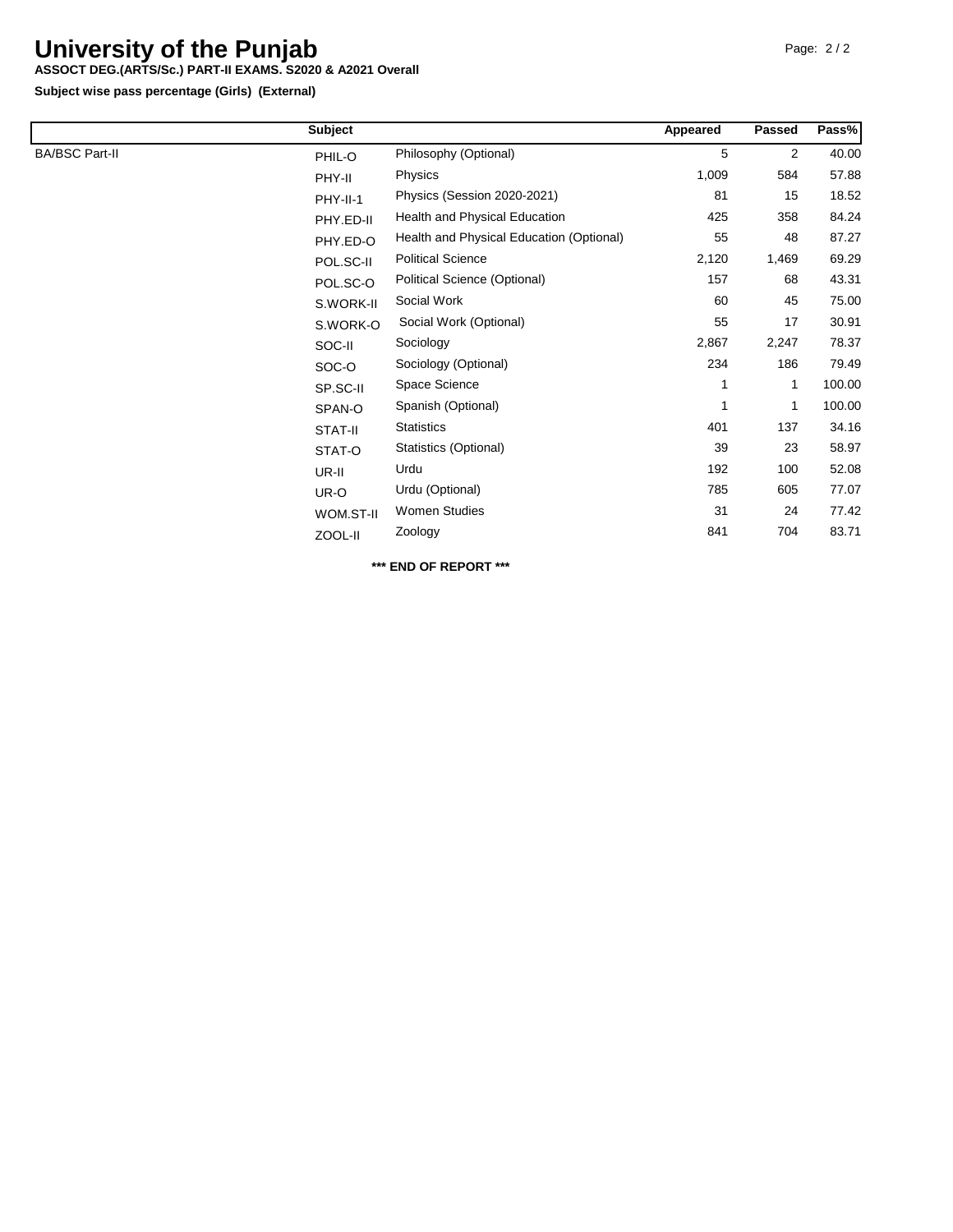# University of the Punjab

**ASSOCT DEG.(ARTS/Sc.) PART-II EXAMS. S2020 & A2021 Overall**

**Subject wise pass percentage (Girls) (External)**

| | Subject | | Appeared | Passed | Pass% |
|---|---|---|---|---|---|
| BA/BSC Part-II | PHIL-O | Philosophy (Optional) | 5 | 2 | 40.00 |
| | PHY-II | Physics | 1,009 | 584 | 57.88 |
| | PHY-II-1 | Physics (Session 2020-2021) | 81 | 15 | 18.52 |
| | PHY.ED-II | Health and Physical Education | 425 | 358 | 84.24 |
| | PHY.ED-O | Health and Physical Education (Optional) | 55 | 48 | 87.27 |
| | POL.SC-II | Political Science | 2,120 | 1,469 | 69.29 |
| | POL.SC-O | Political Science (Optional) | 157 | 68 | 43.31 |
| | S.WORK-II | Social Work | 60 | 45 | 75.00 |
| | S.WORK-O | Social Work (Optional) | 55 | 17 | 30.91 |
| | SOC-II | Sociology | 2,867 | 2,247 | 78.37 |
| | SOC-O | Sociology (Optional) | 234 | 186 | 79.49 |
| | SP.SC-II | Space Science | 1 | 1 | 100.00 |
| | SPAN-O | Spanish (Optional) | 1 | 1 | 100.00 |
| | STAT-II | Statistics | 401 | 137 | 34.16 |
| | STAT-O | Statistics (Optional) | 39 | 23 | 58.97 |
| | UR-II | Urdu | 192 | 100 | 52.08 |
| | UR-O | Urdu (Optional) | 785 | 605 | 77.07 |
| | WOM.ST-II | Women Studies | 31 | 24 | 77.42 |
| | ZOOL-II | Zoology | 841 | 704 | 83.71 |

**\*\*\* END OF REPORT \*\*\***